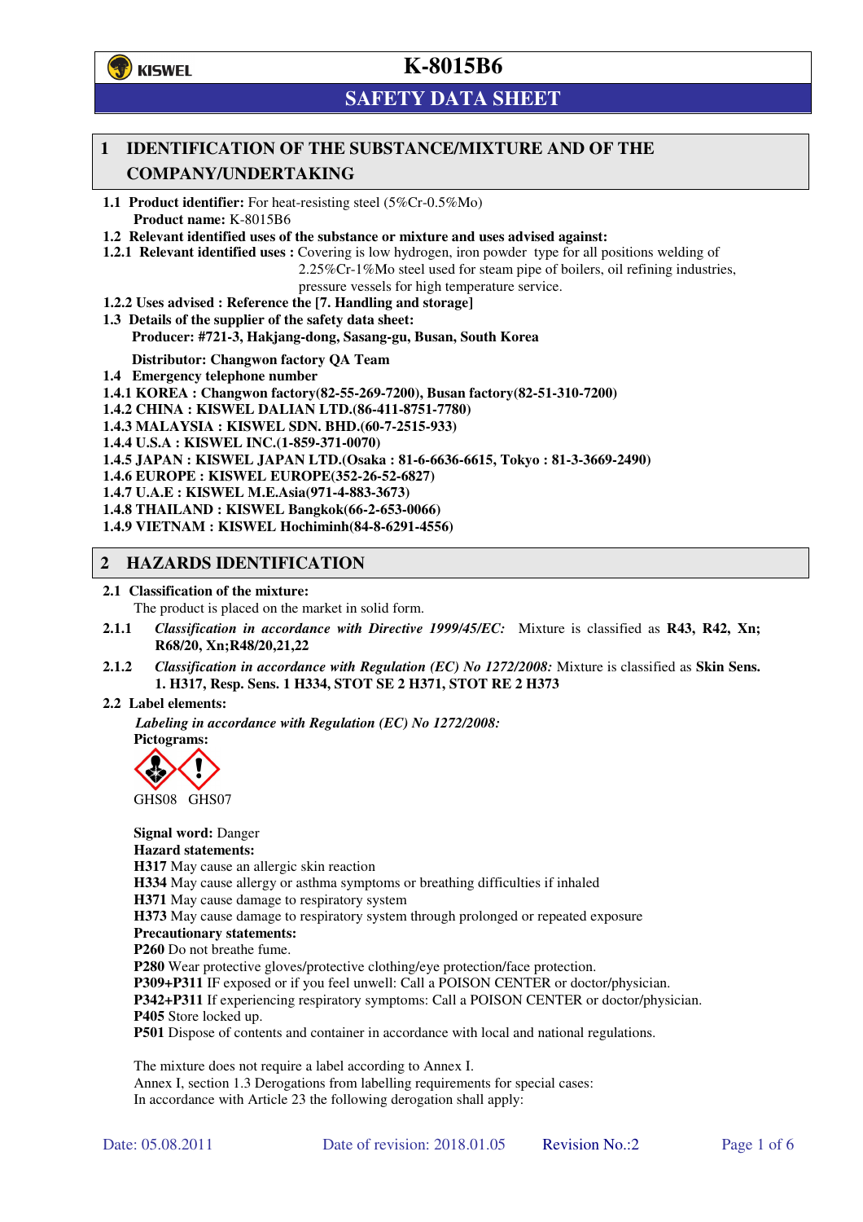**K-8015B6**

**SAFETY DATA SHEET**

## 1 IDENTIFICATION OF THE SUBSTANCE/MIXTURE AND OF THE COMPANY/UNDERTAKING

**1.1 Product identifier:** For heat-resisting steel (5%Cr-0.5%Mo)

**Product name:** K-8015B6

**1.2 Relevant identified uses of the substance or mixture and uses advised against:**

**1.2.1 Relevant identified uses :** Covering is low hydrogen, iron powder type for all positions welding of 2.25%Cr-1%Mo steel used for steam pipe of boilers, oil refining industries, pressure vessels for high temperature service.

**1.2.2 Uses advised : Reference the [7. Handling and storage]**

**1.3 Details of the supplier of the safety data sheet:**

**Producer: #721-3, Hakjang-dong, Sasang-gu, Busan, South Korea**

**Distributor: Changwon factory QA Team**

**1.4 Emergency telephone number**

**1.4.1 KOREA : Changwon factory(82-55-269-7200), Busan factory(82-51-310-7200)**

**1.4.2 CHINA : KISWEL DALIAN LTD.(86-411-8751-7780)**

**1.4.3 MALAYSIA : KISWEL SDN. BHD.(60-7-2515-933)**

**1.4.4 U.S.A : KISWEL INC.(1-859-371-0070)**

**1.4.5 JAPAN : KISWEL JAPAN LTD.(Osaka : 81-6-6636-6615, Tokyo : 81-3-3669-2490)**

**1.4.6 EUROPE : KISWEL EUROPE(352-26-52-6827)**

**1.4.7 U.A.E : KISWEL M.E.Asia(971-4-883-3673)**

**1.4.8 THAILAND : KISWEL Bangkok(66-2-653-0066)**

**1.4.9 VIETNAM : KISWEL Hochiminh(84-8-6291-4556)**

## 2 HAZARDS IDENTIFICATION

**2.1 Classification of the mixture:**

The product is placed on the market in solid form.

**2.1.1** *Classification in accordance with Directive 1999/45/EC:* Mixture is classified as **R43, R42, Xn; R68/20, Xn;R48/20,21,22**

**2.1.2** *Classification in accordance with Regulation (EC) No 1272/2008:* Mixture is classified as **Skin Sens. 1. H317, Resp. Sens. 1 H334, STOT SE 2 H371, STOT RE 2 H373**

**2.2 Label elements:**

*Labeling in accordance with Regulation (EC) No 1272/2008:*

**Pictograms:**

GHS08 GHS07

**Signal word:** Danger

**Hazard statements:**

**H317** May cause an allergic skin reaction

**H334** May cause allergy or asthma symptoms or breathing difficulties if inhaled

**H371** May cause damage to respiratory system

**H373** May cause damage to respiratory system through prolonged or repeated exposure

**Precautionary statements:**

**P260** Do not breathe fume.

**P280** Wear protective gloves/protective clothing/eye protection/face protection.

**P309+P311** IF exposed or if you feel unwell: Call a POISON CENTER or doctor/physician.

**P342+P311** If experiencing respiratory symptoms: Call a POISON CENTER or doctor/physician.

**P405** Store locked up.

**P501** Dispose of contents and container in accordance with local and national regulations.

The mixture does not require a label according to Annex I.

Annex I, section 1.3 Derogations from labelling requirements for special cases:

In accordance with Article 23 the following derogation shall apply:

Date: 05.08.2011 Date of revision: 2018.01.05 Revision No.:2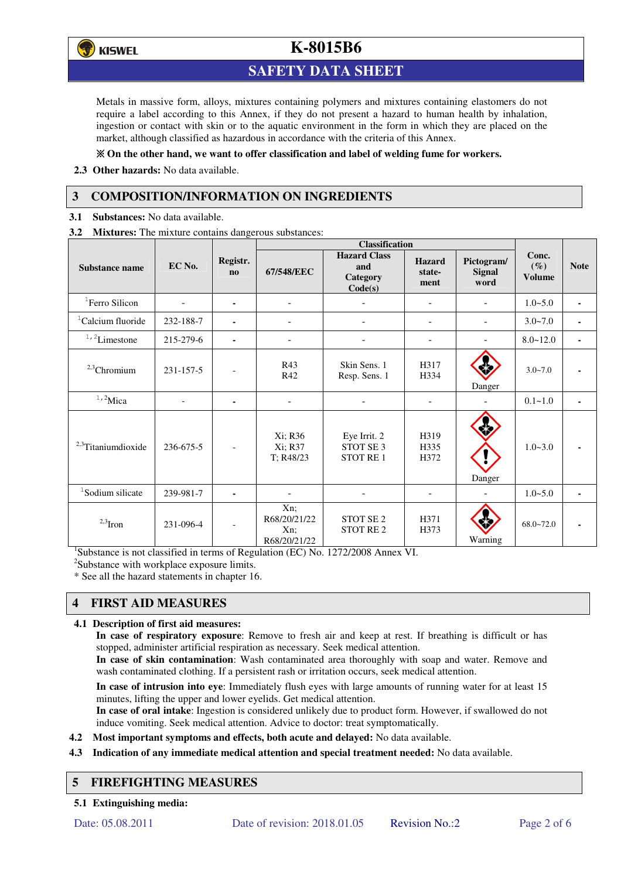Metals in massive form, alloys, mixtures containing polymers and mixtures containing elastomers do not require a label according to this Annex, if they do not present a hazard to human health by inhalation, ingestion or contact with skin or to the aquatic environment in the form in which they are placed on the market, although classified as hazardous in accordance with the criteria of this Annex.

**※ On the other hand, we want to offer classification and label of welding fume for workers.**

**2.3 Other hazards:** No data available.

## 3 COMPOSITION/INFORMATION ON INGREDIENTS

**3.1 Substances:** No data available.

**3.2 Mixtures:** The mixture contains dangerous substances:

| Substance name | EC No. | Registr. no | Classification | | | | Conc. (%) Volume | Note |
|---|---|---|---|---|---|---|---|---|
| | | | 67/548/EEC | Hazard Class and Category Code(s) | Hazard statement | Pictogram/ Signal word | | |
| [1]Ferro Silicon | - | - | - | - | - | - | 1.0~5.0 | - |
| [1]Calcium fluoride | 232-188-7 | - | - | - | - | - | 3.0~7.0 | - |
| [1,2]Limestone | 215-279-6 | - | - | - | - | - | 8.0~12.0 | - |
| [2,3]Chromium | 231-157-5 | - | R43<br>R42 | Skin Sens. 1<br>Resp. Sens. 1 | H317<br>H334 | Danger | 3.0~7.0 | - |
| [1,2]Mica | - | - | - | - | - | - | 0.1~1.0 | - |
| [2,3]Titaniumdioxide | 236-675-5 | - | Xi; R36<br>Xi; R37<br>T; R48/23 | Eye Irrit. 2<br>STOT SE 3<br>STOT RE 1 | H319<br>H335<br>H372 | Danger | 1.0~3.0 | - |
| [1]Sodium silicate | 239-981-7 | - | - | - | - | - | 1.0~5.0 | - |
| [2,3]Iron | 231-096-4 | - | Xn; R68/20/21/22<br>Xn; R68/20/21/22 | STOT SE 2<br>STOT RE 2 | H371<br>H373 | Warning | 68.0~72.0 | - |

[1]Substance is not classified in terms of Regulation (EC) No. 1272/2008 Annex VI.
[2]Substance with workplace exposure limits.
\* See all the hazard statements in chapter 16.

## 4 FIRST AID MEASURES

**4.1 Description of first aid measures:**

**In case of respiratory exposure**: Remove to fresh air and keep at rest. If breathing is difficult or has stopped, administer artificial respiration as necessary. Seek medical attention.
**In case of skin contamination**: Wash contaminated area thoroughly with soap and water. Remove and wash contaminated clothing. If a persistent rash or irritation occurs, seek medical attention.

**In case of intrusion into eye**: Immediately flush eyes with large amounts of running water for at least 15 minutes, lifting the upper and lower eyelids. Get medical attention.
**In case of oral intake**: Ingestion is considered unlikely due to product form. However, if swallowed do not induce vomiting. Seek medical attention. Advice to doctor: treat symptomatically.

**4.2 Most important symptoms and effects, both acute and delayed:** No data available.

**4.3 Indication of any immediate medical attention and special treatment needed:** No data available.

## 5 FIREFIGHTING MEASURES

**5.1 Extinguishing media:**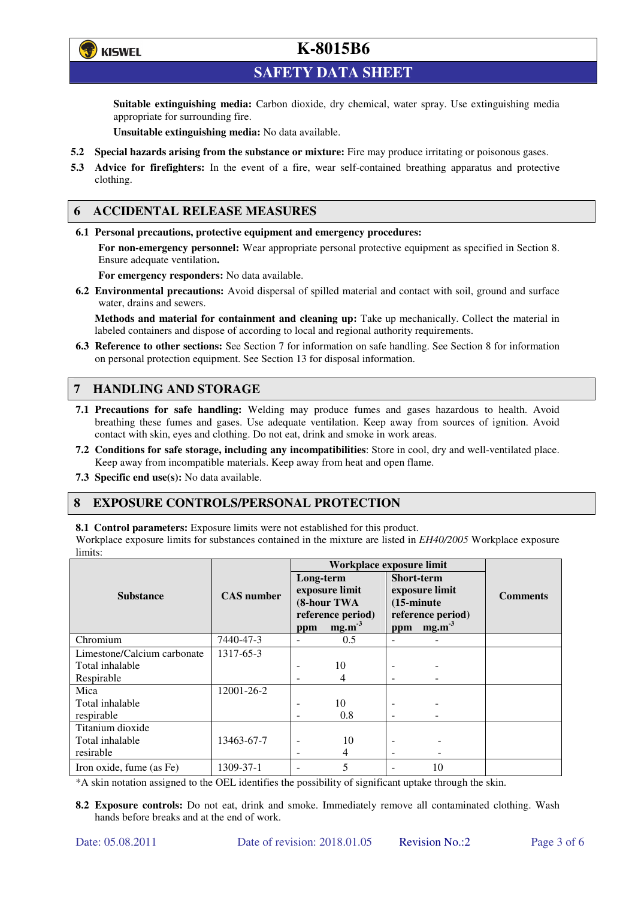**Suitable extinguishing media:** Carbon dioxide, dry chemical, water spray. Use extinguishing media appropriate for surrounding fire.

**Unsuitable extinguishing media:** No data available.

**5.2 Special hazards arising from the substance or mixture:** Fire may produce irritating or poisonous gases.

**5.3 Advice for firefighters:** In the event of a fire, wear self-contained breathing apparatus and protective clothing.

## 6 ACCIDENTAL RELEASE MEASURES

**6.1 Personal precautions, protective equipment and emergency procedures:**

**For non-emergency personnel:** Wear appropriate personal protective equipment as specified in Section 8. Ensure adequate ventilation**.**

**For emergency responders:** No data available.

**6.2 Environmental precautions:** Avoid dispersal of spilled material and contact with soil, ground and surface water, drains and sewers.

**Methods and material for containment and cleaning up:** Take up mechanically. Collect the material in labeled containers and dispose of according to local and regional authority requirements.

**6.3 Reference to other sections:** See Section 7 for information on safe handling. See Section 8 for information on personal protection equipment. See Section 13 for disposal information.

## 7 HANDLING AND STORAGE

**7.1 Precautions for safe handling:** Welding may produce fumes and gases hazardous to health. Avoid breathing these fumes and gases. Use adequate ventilation. Keep away from sources of ignition. Avoid contact with skin, eyes and clothing. Do not eat, drink and smoke in work areas.

**7.2 Conditions for safe storage, including any incompatibilities**: Store in cool, dry and well-ventilated place. Keep away from incompatible materials. Keep away from heat and open flame.

**7.3 Specific end use(s):** No data available.

## 8 EXPOSURE CONTROLS/PERSONAL PROTECTION

**8.1 Control parameters:** Exposure limits were not established for this product.
Workplace exposure limits for substances contained in the mixture are listed in *EH40/2005* Workplace exposure limits:

| Substance | CAS number | Workplace exposure limit | | | | Comments |
|---|---|---|---|---|---|---|
| | | Long-term exposure limit (8-hour TWA reference period) | | Short-term exposure limit (15-minute reference period) | | |
| | | ppm | $mg.m^{-3}$ | ppm | $mg.m^{-3}$ | |
| Chromium | 7440-47-3 | - | 0.5 | - | - | |
| Limestone/Calcium carbonate | 1317-65-3 | | | | | |
| Total inhalable | | - | 10 | - | - | |
| Respirable | | - | 4 | - | - | |
| Mica | 12001-26-2 | | | | | |
| Total inhalable | | - | 10 | - | - | |
| respirable | | - | 0.8 | - | - | |
| Titanium dioxide | | | | | | |
| Total inhalable | 13463-67-7 | - | 10 | - | - | |
| resirable | | - | 4 | - | - | |
| Iron oxide, fume (as Fe) | 1309-37-1 | - | 5 | - | 10 | |

*A skin notation assigned to the OEL identifies the possibility of significant uptake through the skin.

**8.2 Exposure controls:** Do not eat, drink and smoke. Immediately remove all contaminated clothing. Wash hands before breaks and at the end of work.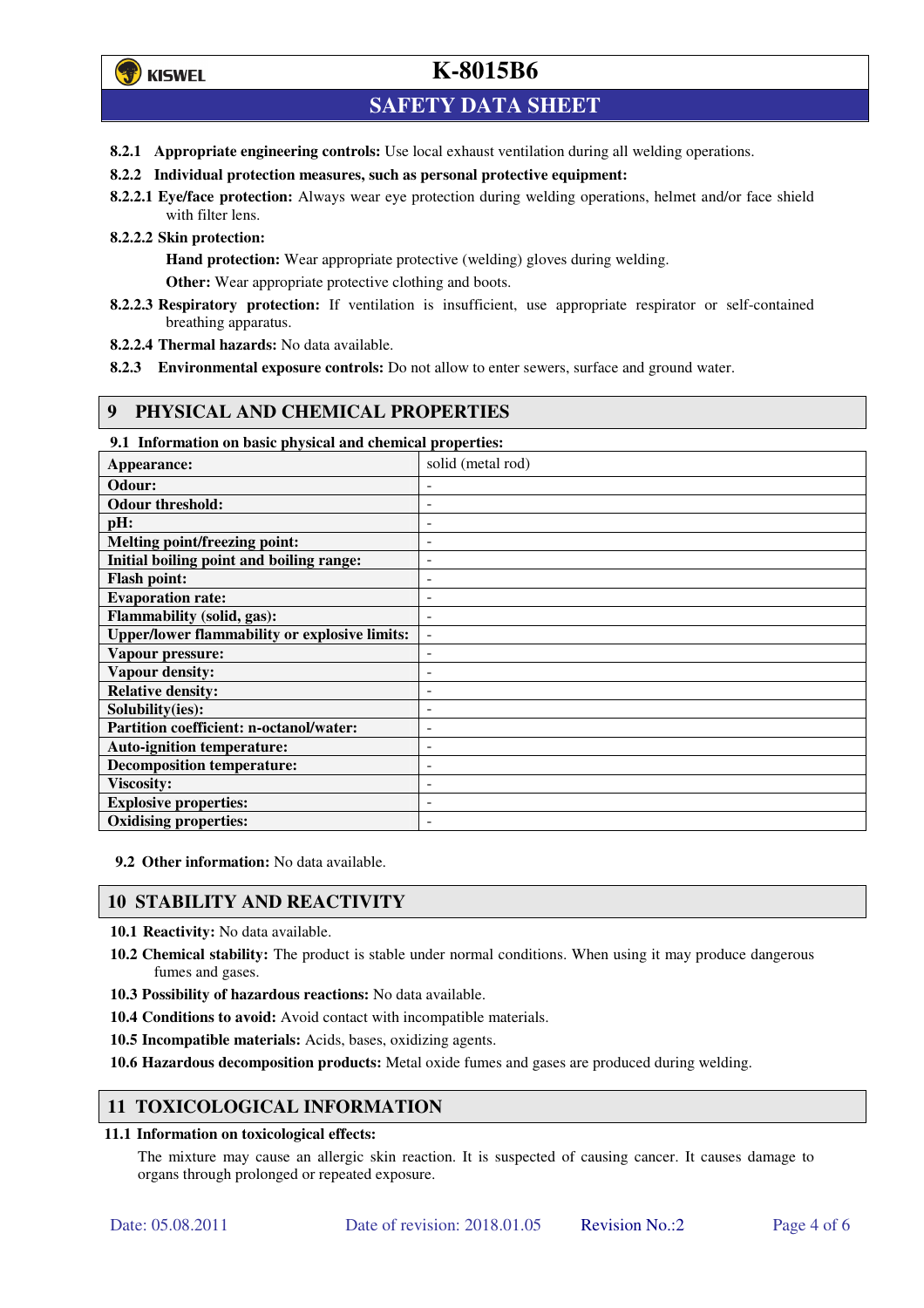**8.2.1 Appropriate engineering controls:** Use local exhaust ventilation during all welding operations.

**8.2.2 Individual protection measures, such as personal protective equipment:**

**8.2.2.1 Eye/face protection:** Always wear eye protection during welding operations, helmet and/or face shield with filter lens.

**8.2.2.2 Skin protection:**

**Hand protection:** Wear appropriate protective (welding) gloves during welding.

**Other:** Wear appropriate protective clothing and boots.

**8.2.2.3 Respiratory protection:** If ventilation is insufficient, use appropriate respirator or self-contained breathing apparatus.

**8.2.2.4 Thermal hazards:** No data available.

**8.2.3 Environmental exposure controls:** Do not allow to enter sewers, surface and ground water.

## 9 PHYSICAL AND CHEMICAL PROPERTIES

**9.1 Information on basic physical and chemical properties:**

| | |
|---|---|
| **Appearance:** | solid (metal rod) |
| **Odour:** | - |
| **Odour threshold:** | - |
| **pH:** | - |
| **Melting point/freezing point:** | - |
| **Initial boiling point and boiling range:** | - |
| **Flash point:** | - |
| **Evaporation rate:** | - |
| **Flammability (solid, gas):** | - |
| **Upper/lower flammability or explosive limits:** | - |
| **Vapour pressure:** | - |
| **Vapour density:** | - |
| **Relative density:** | - |
| **Solubility(ies):** | - |
| **Partition coefficient: n-octanol/water:** | - |
| **Auto-ignition temperature:** | - |
| **Decomposition temperature:** | - |
| **Viscosity:** | - |
| **Explosive properties:** | - |
| **Oxidising properties:** | - |

**9.2 Other information:** No data available.

## 10 STABILITY AND REACTIVITY

**10.1 Reactivity:** No data available.

**10.2 Chemical stability:** The product is stable under normal conditions. When using it may produce dangerous fumes and gases.

**10.3 Possibility of hazardous reactions:** No data available.

**10.4 Conditions to avoid:** Avoid contact with incompatible materials.

**10.5 Incompatible materials:** Acids, bases, oxidizing agents.

**10.6 Hazardous decomposition products:** Metal oxide fumes and gases are produced during welding.

## 11 TOXICOLOGICAL INFORMATION

**11.1 Information on toxicological effects:**

The mixture may cause an allergic skin reaction. It is suspected of causing cancer. It causes damage to organs through prolonged or repeated exposure.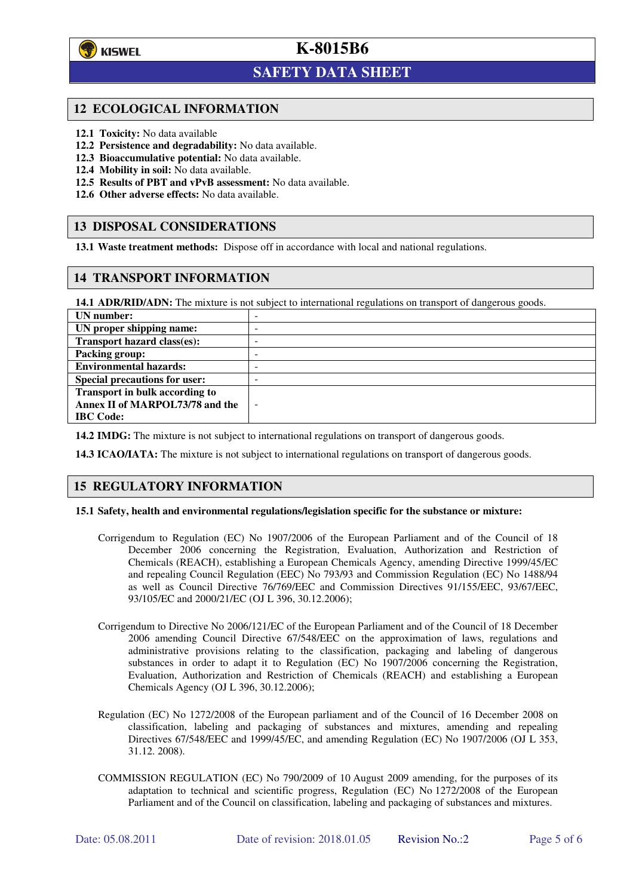## 12 ECOLOGICAL INFORMATION

**12.1 Toxicity:** No data available

**12.2 Persistence and degradability:** No data available.

**12.3 Bioaccumulative potential:** No data available.

**12.4 Mobility in soil:** No data available.

**12.5 Results of PBT and vPvB assessment:** No data available.

**12.6 Other adverse effects:** No data available.

## 13 DISPOSAL CONSIDERATIONS

**13.1 Waste treatment methods:** Dispose off in accordance with local and national regulations.

## 14 TRANSPORT INFORMATION

**14.1 ADR/RID/ADN:** The mixture is not subject to international regulations on transport of dangerous goods.

| | |
|---|---|
| **UN number:** | - |
| **UN proper shipping name:** | - |
| **Transport hazard class(es):** | - |
| **Packing group:** | - |
| **Environmental hazards:** | - |
| **Special precautions for user:** | - |
| **Transport in bulk according to Annex II of MARPOL73/78 and the IBC Code:** | - |

**14.2 IMDG:** The mixture is not subject to international regulations on transport of dangerous goods.

**14.3 ICAO/IATA:** The mixture is not subject to international regulations on transport of dangerous goods.

## 15 REGULATORY INFORMATION

**15.1 Safety, health and environmental regulations/legislation specific for the substance or mixture:**

Corrigendum to Regulation (EC) No 1907/2006 of the European Parliament and of the Council of 18 December 2006 concerning the Registration, Evaluation, Authorization and Restriction of Chemicals (REACH), establishing a European Chemicals Agency, amending Directive 1999/45/EC and repealing Council Regulation (EEC) No 793/93 and Commission Regulation (EC) No 1488/94 as well as Council Directive 76/769/EEC and Commission Directives 91/155/EEC, 93/67/EEC, 93/105/EC and 2000/21/EC (OJ L 396, 30.12.2006);

Corrigendum to Directive No 2006/121/EC of the European Parliament and of the Council of 18 December 2006 amending Council Directive 67/548/EEC on the approximation of laws, regulations and administrative provisions relating to the classification, packaging and labeling of dangerous substances in order to adapt it to Regulation (EC) No 1907/2006 concerning the Registration, Evaluation, Authorization and Restriction of Chemicals (REACH) and establishing a European Chemicals Agency (OJ L 396, 30.12.2006);

Regulation (EC) No 1272/2008 of the European parliament and of the Council of 16 December 2008 on classification, labeling and packaging of substances and mixtures, amending and repealing Directives 67/548/EEC and 1999/45/EC, and amending Regulation (EC) No 1907/2006 (OJ L 353, 31.12. 2008).

COMMISSION REGULATION (EC) No 790/2009 of 10 August 2009 amending, for the purposes of its adaptation to technical and scientific progress, Regulation (EC) No 1272/2008 of the European Parliament and of the Council on classification, labeling and packaging of substances and mixtures.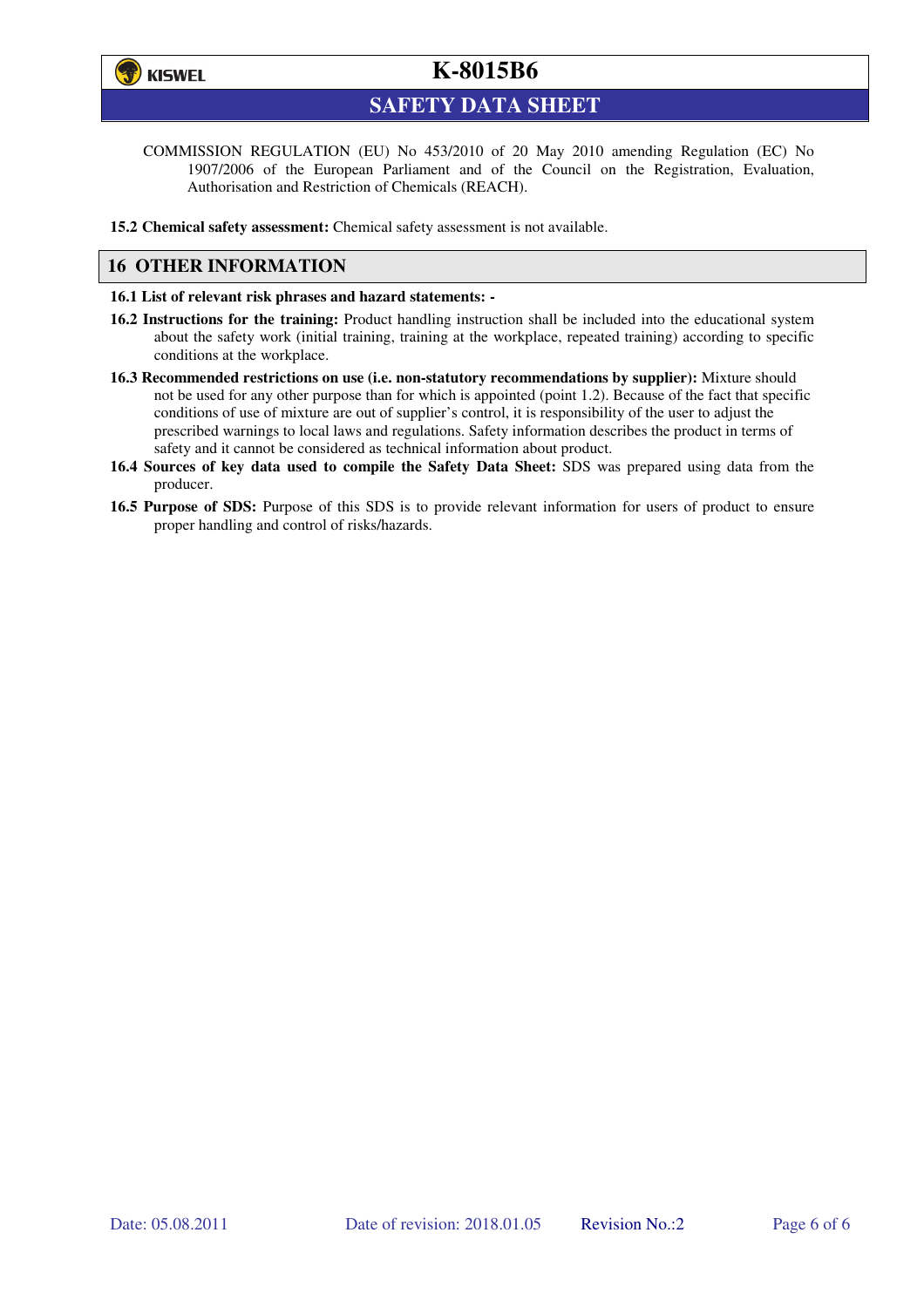COMMISSION REGULATION (EU) No 453/2010 of 20 May 2010 amending Regulation (EC) No 1907/2006 of the European Parliament and of the Council on the Registration, Evaluation, Authorisation and Restriction of Chemicals (REACH).

**15.2 Chemical safety assessment:** Chemical safety assessment is not available.

## 16 OTHER INFORMATION

**16.1 List of relevant risk phrases and hazard statements: -**

**16.2 Instructions for the training:** Product handling instruction shall be included into the educational system about the safety work (initial training, training at the workplace, repeated training) according to specific conditions at the workplace.

**16.3 Recommended restrictions on use (i.e. non-statutory recommendations by supplier):** Mixture should not be used for any other purpose than for which is appointed (point 1.2). Because of the fact that specific conditions of use of mixture are out of supplier's control, it is responsibility of the user to adjust the prescribed warnings to local laws and regulations. Safety information describes the product in terms of safety and it cannot be considered as technical information about product.

**16.4 Sources of key data used to compile the Safety Data Sheet:** SDS was prepared using data from the producer.

**16.5 Purpose of SDS:** Purpose of this SDS is to provide relevant information for users of product to ensure proper handling and control of risks/hazards.